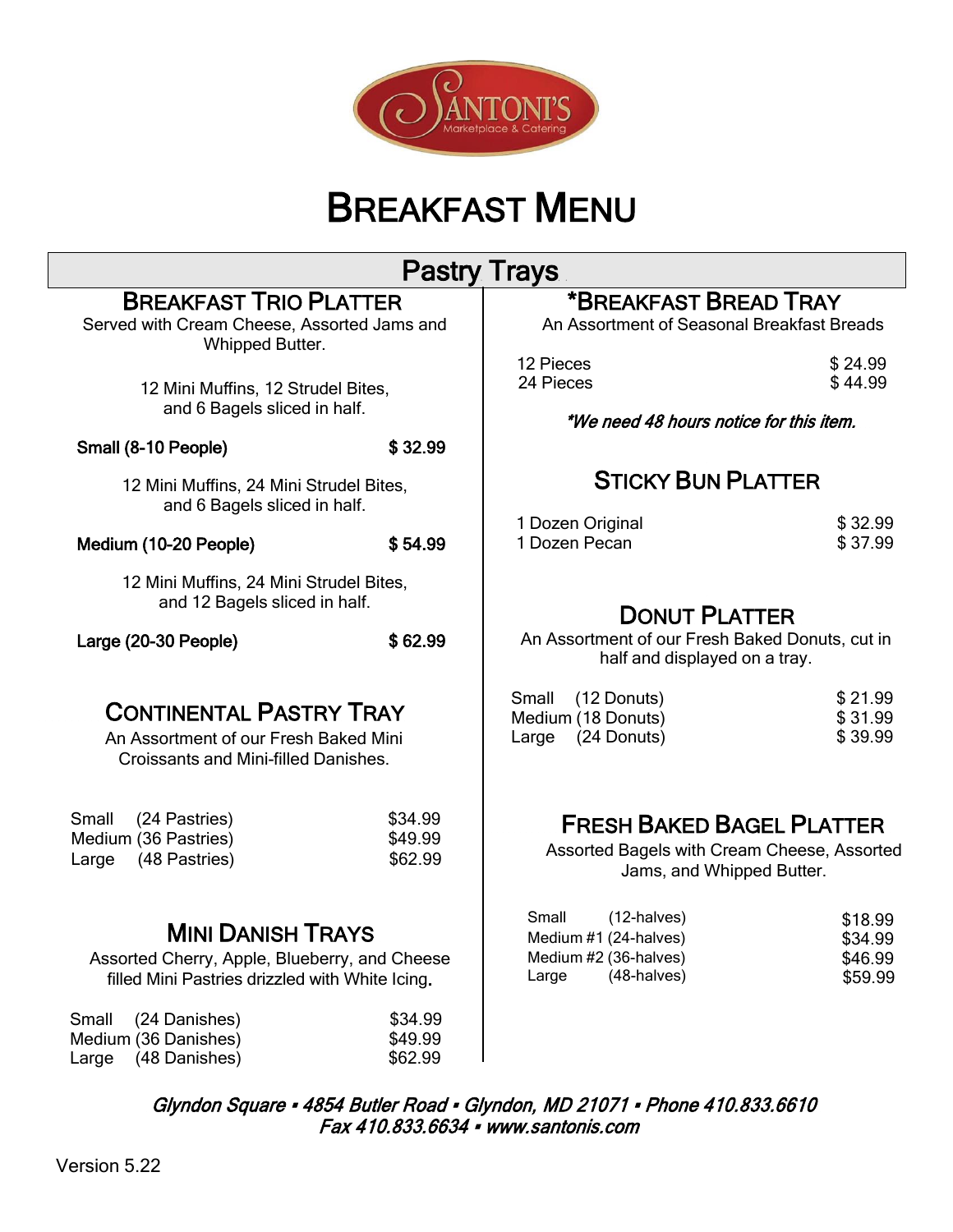# Breakfast Menu

## Pastry Trays

### Breakfast Trio Platter

Served with Cream Cheese, Assorted Jams and Whipped Butter.

12 Mini Muffins, 12 Strudel Bites, and 6 Bagels sliced in half.

**Small (8-10 People)** **$ 32.99**

12 Mini Muffins, 24 Mini Strudel Bites, and 6 Bagels sliced in half.

**Medium (10-20 People)** **$ 54.99**

12 Mini Muffins, 24 Mini Strudel Bites, and 12 Bagels sliced in half.

**Large (20-30 People)** **$ 62.99**

### Continental Pastry Tray

An Assortment of our Fresh Baked Mini Croissants and Mini-filled Danishes.

| Size | Price |
|---|---|
| Small (24 Pastries) | $34.99 |
| Medium (36 Pastries) | $49.99 |
| Large (48 Pastries) | $62.99 |

### Mini Danish Trays

Assorted Cherry, Apple, Blueberry, and Cheese filled Mini Pastries drizzled with White Icing.

| Size | Price |
|---|---|
| Small (24 Danishes) | $34.99 |
| Medium (36 Danishes) | $49.99 |
| Large (48 Danishes) | $62.99 |

### *Breakfast Bread Tray

An Assortment of Seasonal Breakfast Breads

| Size | Price |
|---|---|
| 12 Pieces | $ 24.99 |
| 24 Pieces | $ 44.99 |

*\*We need 48 hours notice for this item.*

### Sticky Bun Platter

| Item | Price |
|---|---|
| 1 Dozen Original | $ 32.99 |
| 1 Dozen Pecan | $ 37.99 |

### Donut Platter

An Assortment of our Fresh Baked Donuts, cut in half and displayed on a tray.

| Size | Price |
|---|---|
| Small (12 Donuts) | $ 21.99 |
| Medium (18 Donuts) | $ 31.99 |
| Large (24 Donuts) | $ 39.99 |

### Fresh Baked Bagel Platter

Assorted Bagels with Cream Cheese, Assorted Jams, and Whipped Butter.

| Size | Price |
|---|---|
| Small (12-halves) | $18.99 |
| Medium #1 (24-halves) | $34.99 |
| Medium #2 (36-halves) | $46.99 |
| Large (48-halves) | $59.99 |

*Glyndon Square ▪ 4854 Butler Road ▪ Glyndon, MD 21071 ▪ Phone 410.833.6610*
*Fax 410.833.6634 ▪ www.santonis.com*

Version 5.22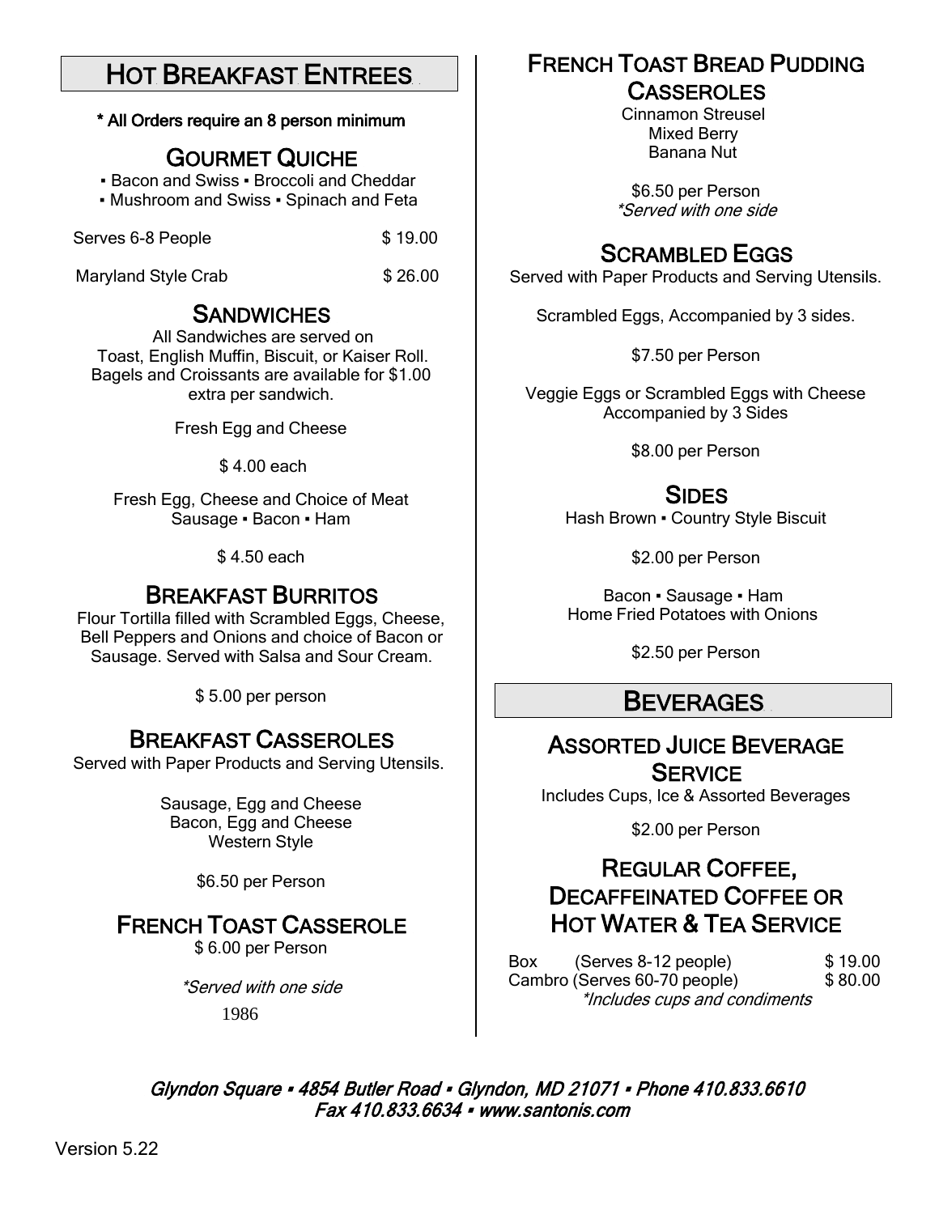# Hot Breakfast Entrees

**\* All Orders require an 8 person minimum**

## Gourmet Quiche

▪ Bacon and Swiss ▪ Broccoli and Cheddar
▪ Mushroom and Swiss ▪ Spinach and Feta

| | |
|---|---|
| Serves 6-8 People | $ 19.00 |
| Maryland Style Crab | $ 26.00 |

## Sandwiches

All Sandwiches are served on Toast, English Muffin, Biscuit, or Kaiser Roll. Bagels and Croissants are available for $1.00 extra per sandwich.

Fresh Egg and Cheese

$ 4.00 each

Fresh Egg, Cheese and Choice of Meat
Sausage ▪ Bacon ▪ Ham

$ 4.50 each

## Breakfast Burritos

Flour Tortilla filled with Scrambled Eggs, Cheese, Bell Peppers and Onions and choice of Bacon or Sausage. Served with Salsa and Sour Cream.

$ 5.00 per person

## Breakfast Casseroles

Served with Paper Products and Serving Utensils.

Sausage, Egg and Cheese
Bacon, Egg and Cheese
Western Style

$6.50 per Person

## French Toast Casserole

$ 6.00 per Person

*\*Served with one side*

1986

## French Toast Bread Pudding Casseroles

Cinnamon Streusel
Mixed Berry
Banana Nut

$6.50 per Person
*\*Served with one side*

## Scrambled Eggs

Served with Paper Products and Serving Utensils.

Scrambled Eggs, Accompanied by 3 sides.

$7.50 per Person

Veggie Eggs or Scrambled Eggs with Cheese Accompanied by 3 Sides

$8.00 per Person

## Sides

Hash Brown ▪ Country Style Biscuit

$2.00 per Person

Bacon ▪ Sausage ▪ Ham
Home Fried Potatoes with Onions

$2.50 per Person

# Beverages

## Assorted Juice Beverage Service

Includes Cups, Ice & Assorted Beverages

$2.00 per Person

## Regular Coffee, Decaffeinated Coffee or Hot Water & Tea Service

| | | |
|---|---|---|
| Box | (Serves 8-12 people) | $ 19.00 |
| Cambro | (Serves 60-70 people) | $ 80.00 |

*\*Includes cups and condiments*

*Glyndon Square ▪ 4854 Butler Road ▪ Glyndon, MD 21071 ▪ Phone 410.833.6610*
*Fax 410.833.6634 ▪ www.santonis.com*

Version 5.22